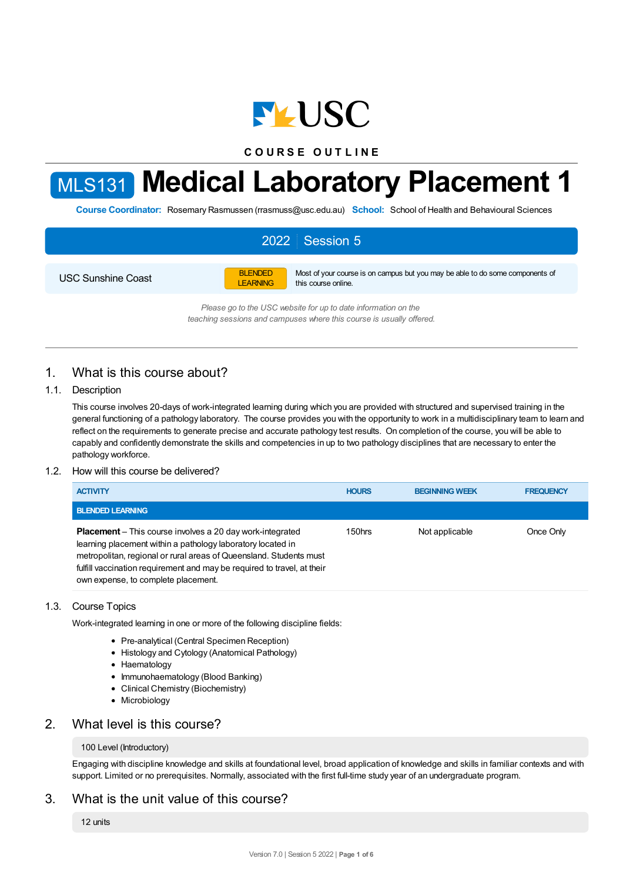COURSE OUTLINE

# MLS131 Medical Laboratory Placement 1

**Course Coordinator:** Rosemary Rasmussen (rrasmuss@usc.edu.au) **School:** School of Health and Behavioural Sciences

**2022 | Session 5**

| USC Sunshine Coast | BLENDED LEARNING | Most of your course is on campus but you may be able to do some components of this course online. |
|---|---|---|

*Please go to the USC website for up to date information on the teaching sessions and campuses where this course is usually offered.*

## 1. What is this course about?

### 1.1. Description

This course involves 20-days of work-integrated learning during which you are provided with structured and supervised training in the general functioning of a pathology laboratory. The course provides you with the opportunity to work in a multidisciplinary team to learn and reflect on the requirements to generate precise and accurate pathology test results. On completion of the course, you will be able to capably and confidently demonstrate the skills and competencies in up to two pathology disciplines that are necessary to enter the pathology workforce.

### 1.2. How will this course be delivered?

| ACTIVITY | HOURS | BEGINNING WEEK | FREQUENCY |
|---|---|---|---|
| **BLENDED LEARNING** | | | |
| **Placement** – This course involves a 20 day work-integrated learning placement within a pathology laboratory located in metropolitan, regional or rural areas of Queensland. Students must fulfill vaccination requirement and may be required to travel, at their own expense, to complete placement. | 150hrs | Not applicable | Once Only |

### 1.3. Course Topics

Work-integrated learning in one or more of the following discipline fields:

- Pre-analytical (Central Specimen Reception)
- Histology and Cytology (Anatomical Pathology)
- Haematology
- Immunohaematology (Blood Banking)
- Clinical Chemistry (Biochemistry)
- Microbiology

## 2. What level is this course?

100 Level (Introductory)

Engaging with discipline knowledge and skills at foundational level, broad application of knowledge and skills in familiar contexts and with support. Limited or no prerequisites. Normally, associated with the first full-time study year of an undergraduate program.

## 3. What is the unit value of this course?

12 units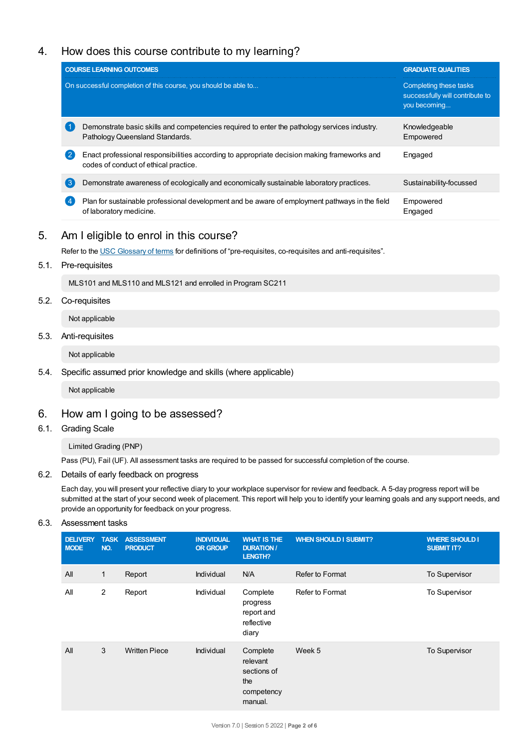## 4. How does this course contribute to my learning?

| COURSE LEARNING OUTCOMES<br>On successful completion of this course, you should be able to... | GRADUATE QUALITIES<br>Completing these tasks successfully will contribute to you becoming... |
|---|---|
| 1 Demonstrate basic skills and competencies required to enter the pathology services industry. Pathology Queensland Standards. | Knowledgeable<br>Empowered |
| 2 Enact professional responsibilities according to appropriate decision making frameworks and codes of conduct of ethical practice. | Engaged |
| 3 Demonstrate awareness of ecologically and economically sustainable laboratory practices. | Sustainability-focussed |
| 4 Plan for sustainable professional development and be aware of employment pathways in the field of laboratory medicine. | Empowered<br>Engaged |

## 5. Am I eligible to enrol in this course?

Refer to the USC Glossary of terms for definitions of "pre-requisites, co-requisites and anti-requisites".

### 5.1. Pre-requisites

MLS101 and MLS110 and MLS121 and enrolled in Program SC211

### 5.2. Co-requisites

Not applicable

### 5.3. Anti-requisites

Not applicable

### 5.4. Specific assumed prior knowledge and skills (where applicable)

Not applicable

## 6. How am I going to be assessed?

### 6.1. Grading Scale

Limited Grading (PNP)

Pass (PU), Fail (UF). All assessment tasks are required to be passed for successful completion of the course.

### 6.2. Details of early feedback on progress

Each day, you will present your reflective diary to your workplace supervisor for review and feedback. A 5-day progress report will be submitted at the start of your second week of placement. This report will help you to identify your learning goals and any support needs, and provide an opportunity for feedback on your progress.

### 6.3. Assessment tasks

| DELIVERY MODE | TASK NO. | ASSESSMENT PRODUCT | INDIVIDUAL OR GROUP | WHAT IS THE DURATION / LENGTH? | WHEN SHOULD I SUBMIT? | WHERE SHOULD I SUBMIT IT? |
|---|---|---|---|---|---|---|
| All | 1 | Report | Individual | N/A | Refer to Format | To Supervisor |
| All | 2 | Report | Individual | Complete progress report and reflective diary | Refer to Format | To Supervisor |
| All | 3 | Written Piece | Individual | Complete relevant sections of the competency manual. | Week 5 | To Supervisor |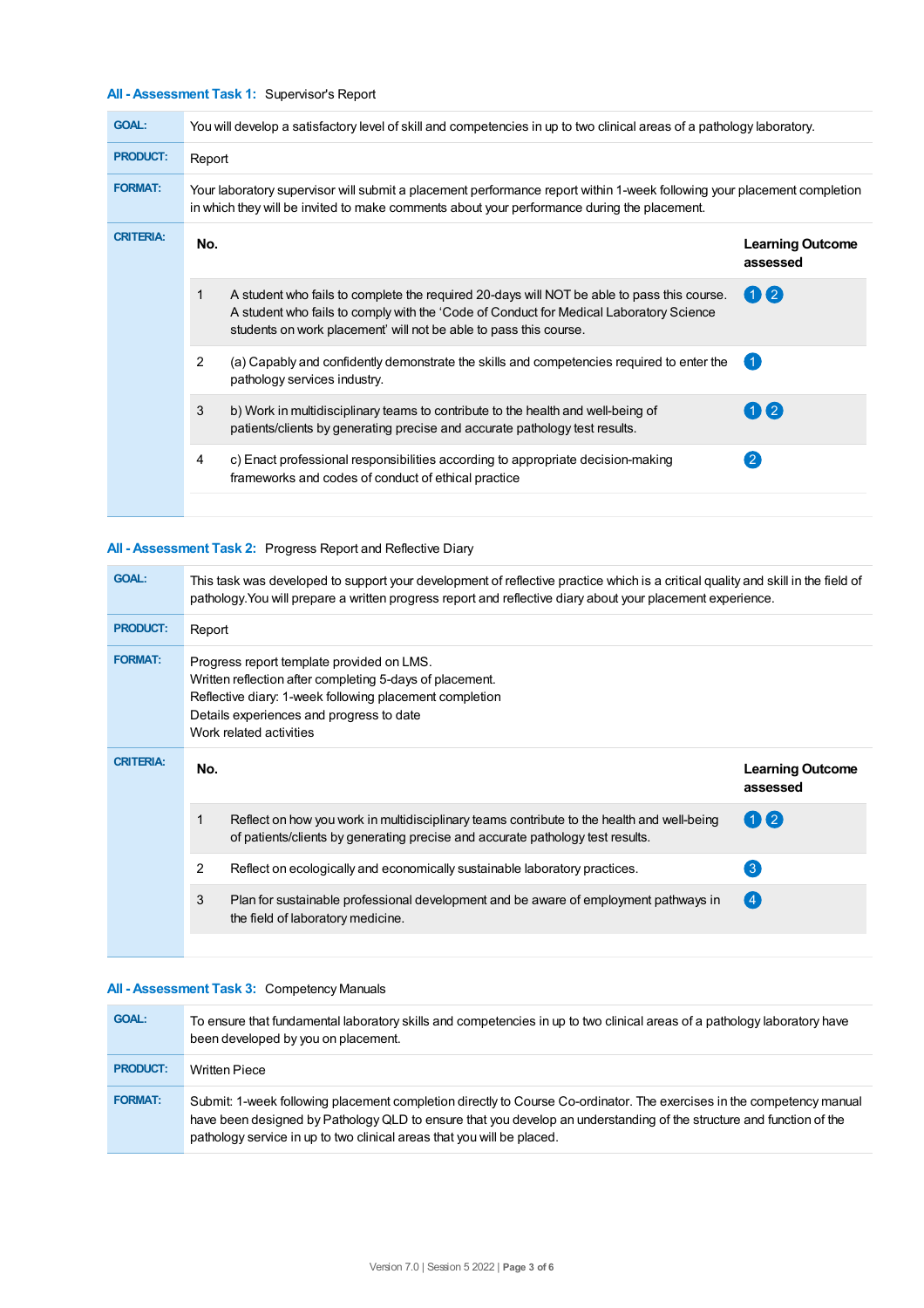### All - Assessment Task 1: Supervisor's Report

**GOAL:** You will develop a satisfactory level of skill and competencies in up to two clinical areas of a pathology laboratory.

**PRODUCT:** Report

**FORMAT:** Your laboratory supervisor will submit a placement performance report within 1-week following your placement completion in which they will be invited to make comments about your performance during the placement.

**CRITERIA:**

| No. | | Learning Outcome assessed |
|---|---|---|
| 1 | A student who fails to complete the required 20-days will NOT be able to pass this course. A student who fails to comply with the 'Code of Conduct for Medical Laboratory Science students on work placement' will not be able to pass this course. | 1 2 |
| 2 | (a) Capably and confidently demonstrate the skills and competencies required to enter the pathology services industry. | 1 |
| 3 | b) Work in multidisciplinary teams to contribute to the health and well-being of patients/clients by generating precise and accurate pathology test results. | 1 2 |
| 4 | c) Enact professional responsibilities according to appropriate decision-making frameworks and codes of conduct of ethical practice | 2 |

### All - Assessment Task 2: Progress Report and Reflective Diary

**GOAL:** This task was developed to support your development of reflective practice which is a critical quality and skill in the field of pathology.You will prepare a written progress report and reflective diary about your placement experience.

**PRODUCT:** Report

**FORMAT:**
Progress report template provided on LMS.
Written reflection after completing 5-days of placement.
Reflective diary: 1-week following placement completion
Details experiences and progress to date
Work related activities

**CRITERIA:**

| No. | | Learning Outcome assessed |
|---|---|---|
| 1 | Reflect on how you work in multidisciplinary teams contribute to the health and well-being of patients/clients by generating precise and accurate pathology test results. | 1 2 |
| 2 | Reflect on ecologically and economically sustainable laboratory practices. | 3 |
| 3 | Plan for sustainable professional development and be aware of employment pathways in the field of laboratory medicine. | 4 |

### All - Assessment Task 3: Competency Manuals

**GOAL:** To ensure that fundamental laboratory skills and competencies in up to two clinical areas of a pathology laboratory have been developed by you on placement.

**PRODUCT:** Written Piece

**FORMAT:** Submit: 1-week following placement completion directly to Course Co-ordinator. The exercises in the competency manual have been designed by Pathology QLD to ensure that you develop an understanding of the structure and function of the pathology service in up to two clinical areas that you will be placed.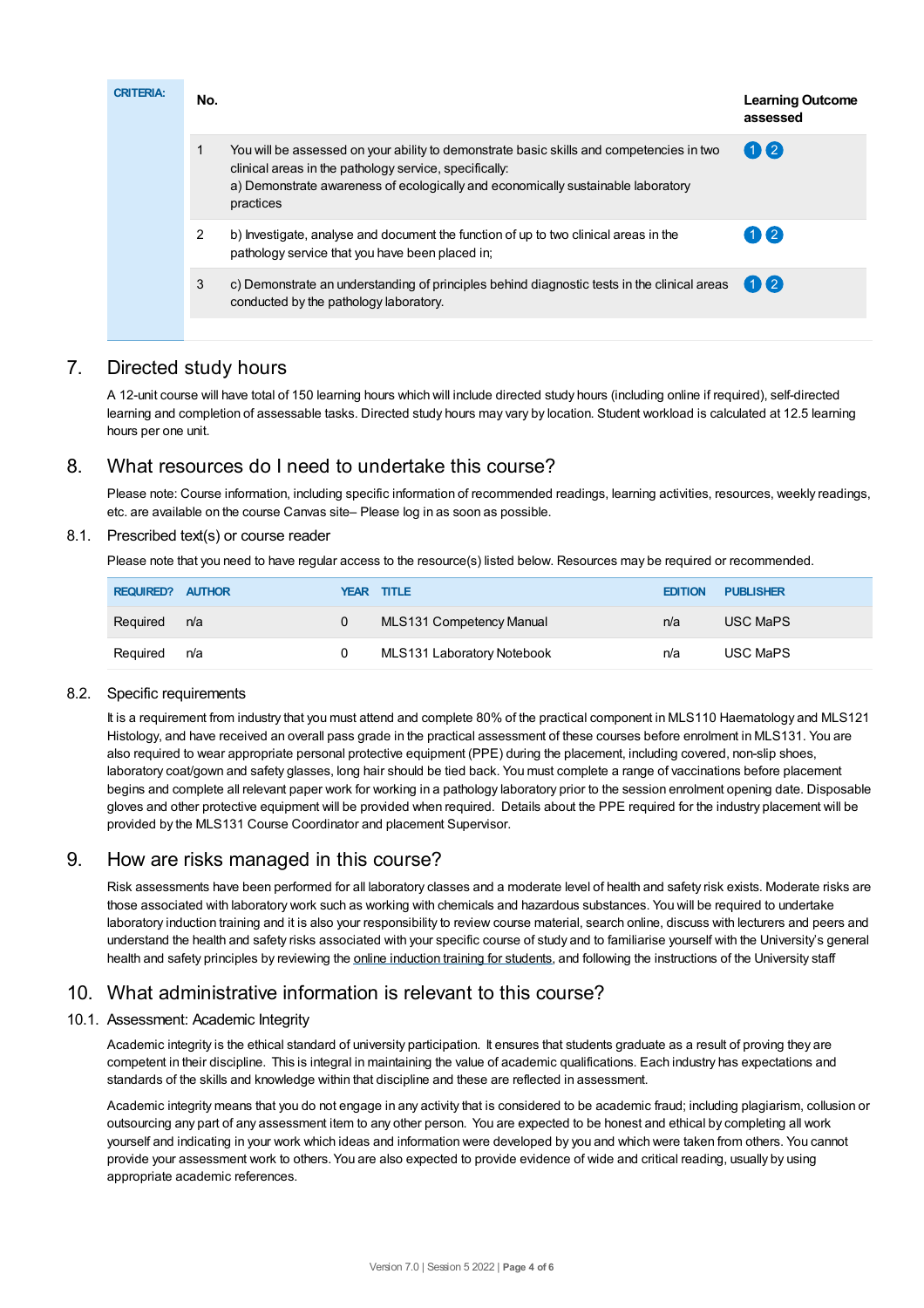| CRITERIA: | No. | | Learning Outcome assessed |
|---|---|---|---|
| | 1 | You will be assessed on your ability to demonstrate basic skills and competencies in two clinical areas in the pathology service, specifically: a) Demonstrate awareness of ecologically and economically sustainable laboratory practices | 1 2 |
| | 2 | b) Investigate, analyse and document the function of up to two clinical areas in the pathology service that you have been placed in; | 1 2 |
| | 3 | c) Demonstrate an understanding of principles behind diagnostic tests in the clinical areas conducted by the pathology laboratory. | 1 2 |

## 7. Directed study hours

A 12-unit course will have total of 150 learning hours which will include directed study hours (including online if required), self-directed learning and completion of assessable tasks. Directed study hours may vary by location. Student workload is calculated at 12.5 learning hours per one unit.

## 8. What resources do I need to undertake this course?

Please note: Course information, including specific information of recommended readings, learning activities, resources, weekly readings, etc. are available on the course Canvas site– Please log in as soon as possible.

### 8.1. Prescribed text(s) or course reader

Please note that you need to have regular access to the resource(s) listed below. Resources may be required or recommended.

| REQUIRED? | AUTHOR | YEAR | TITLE | EDITION | PUBLISHER |
|---|---|---|---|---|---|
| Required | n/a | 0 | MLS131 Competency Manual | n/a | USC MaPS |
| Required | n/a | 0 | MLS131 Laboratory Notebook | n/a | USC MaPS |

### 8.2. Specific requirements

It is a requirement from industry that you must attend and complete 80% of the practical component in MLS110 Haematology and MLS121 Histology, and have received an overall pass grade in the practical assessment of these courses before enrolment in MLS131. You are also required to wear appropriate personal protective equipment (PPE) during the placement, including covered, non-slip shoes, laboratory coat/gown and safety glasses, long hair should be tied back. You must complete a range of vaccinations before placement begins and complete all relevant paper work for working in a pathology laboratory prior to the session enrolment opening date. Disposable gloves and other protective equipment will be provided when required. Details about the PPE required for the industry placement will be provided by the MLS131 Course Coordinator and placement Supervisor.

## 9. How are risks managed in this course?

Risk assessments have been performed for all laboratory classes and a moderate level of health and safety risk exists. Moderate risks are those associated with laboratory work such as working with chemicals and hazardous substances. You will be required to undertake laboratory induction training and it is also your responsibility to review course material, search online, discuss with lecturers and peers and understand the health and safety risks associated with your specific course of study and to familiarise yourself with the University's general health and safety principles by reviewing the online induction training for students, and following the instructions of the University staff

## 10. What administrative information is relevant to this course?

### 10.1. Assessment: Academic Integrity

Academic integrity is the ethical standard of university participation. It ensures that students graduate as a result of proving they are competent in their discipline. This is integral in maintaining the value of academic qualifications. Each industry has expectations and standards of the skills and knowledge within that discipline and these are reflected in assessment.

Academic integrity means that you do not engage in any activity that is considered to be academic fraud; including plagiarism, collusion or outsourcing any part of any assessment item to any other person. You are expected to be honest and ethical by completing all work yourself and indicating in your work which ideas and information were developed by you and which were taken from others. You cannot provide your assessment work to others. You are also expected to provide evidence of wide and critical reading, usually by using appropriate academic references.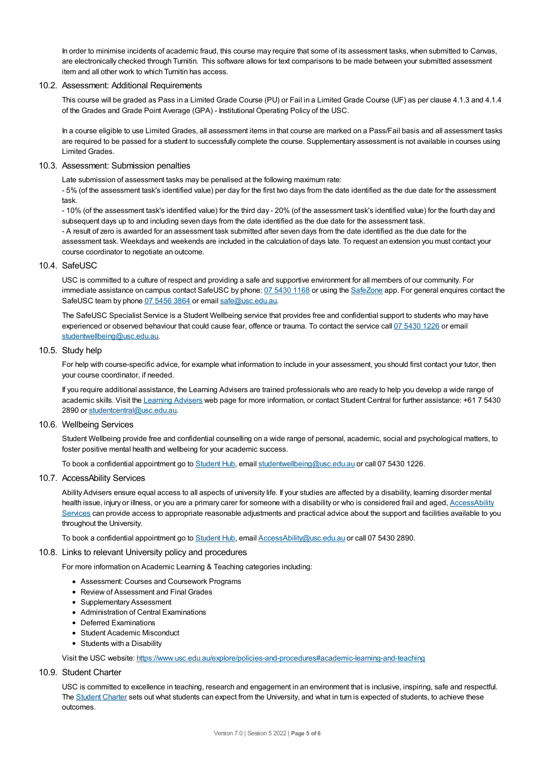In order to minimise incidents of academic fraud, this course may require that some of its assessment tasks, when submitted to Canvas, are electronically checked through Turnitin. This software allows for text comparisons to be made between your submitted assessment item and all other work to which Turnitin has access.

## 10.2. Assessment: Additional Requirements

This course will be graded as Pass in a Limited Grade Course (PU) or Fail in a Limited Grade Course (UF) as per clause 4.1.3 and 4.1.4 of the Grades and Grade Point Average (GPA) - Institutional Operating Policy of the USC.

In a course eligible to use Limited Grades, all assessment items in that course are marked on a Pass/Fail basis and all assessment tasks are required to be passed for a student to successfully complete the course. Supplementary assessment is not available in courses using Limited Grades.

## 10.3. Assessment: Submission penalties

Late submission of assessment tasks may be penalised at the following maximum rate:
- 5% (of the assessment task's identified value) per day for the first two days from the date identified as the due date for the assessment task.
- 10% (of the assessment task's identified value) for the third day - 20% (of the assessment task's identified value) for the fourth day and subsequent days up to and including seven days from the date identified as the due date for the assessment task.
- A result of zero is awarded for an assessment task submitted after seven days from the date identified as the due date for the assessment task. Weekdays and weekends are included in the calculation of days late. To request an extension you must contact your course coordinator to negotiate an outcome.

## 10.4. SafeUSC

USC is committed to a culture of respect and providing a safe and supportive environment for all members of our community. For immediate assistance on campus contact SafeUSC by phone: 07 5430 1168 or using the SafeZone app. For general enquires contact the SafeUSC team by phone 07 5456 3864 or email safe@usc.edu.au.

The SafeUSC Specialist Service is a Student Wellbeing service that provides free and confidential support to students who may have experienced or observed behaviour that could cause fear, offence or trauma. To contact the service call 07 5430 1226 or email studentwellbeing@usc.edu.au.

## 10.5. Study help

For help with course-specific advice, for example what information to include in your assessment, you should first contact your tutor, then your course coordinator, if needed.

If you require additional assistance, the Learning Advisers are trained professionals who are ready to help you develop a wide range of academic skills. Visit the Learning Advisers web page for more information, or contact Student Central for further assistance: +61 7 5430 2890 or studentcentral@usc.edu.au.

## 10.6. Wellbeing Services

Student Wellbeing provide free and confidential counselling on a wide range of personal, academic, social and psychological matters, to foster positive mental health and wellbeing for your academic success.

To book a confidential appointment go to Student Hub, email studentwellbeing@usc.edu.au or call 07 5430 1226.

## 10.7. AccessAbility Services

Ability Advisers ensure equal access to all aspects of university life. If your studies are affected by a disability, learning disorder mental health issue, injury or illness, or you are a primary carer for someone with a disability or who is considered frail and aged, AccessAbility Services can provide access to appropriate reasonable adjustments and practical advice about the support and facilities available to you throughout the University.

To book a confidential appointment go to Student Hub, email AccessAbility@usc.edu.au or call 07 5430 2890.

## 10.8. Links to relevant University policy and procedures

For more information on Academic Learning & Teaching categories including:

- Assessment: Courses and Coursework Programs
- Review of Assessment and Final Grades
- Supplementary Assessment
- Administration of Central Examinations
- Deferred Examinations
- Student Academic Misconduct
- Students with a Disability

Visit the USC website: https://www.usc.edu.au/explore/policies-and-procedures#academic-learning-and-teaching

## 10.9. Student Charter

USC is committed to excellence in teaching, research and engagement in an environment that is inclusive, inspiring, safe and respectful. The Student Charter sets out what students can expect from the University, and what in turn is expected of students, to achieve these outcomes.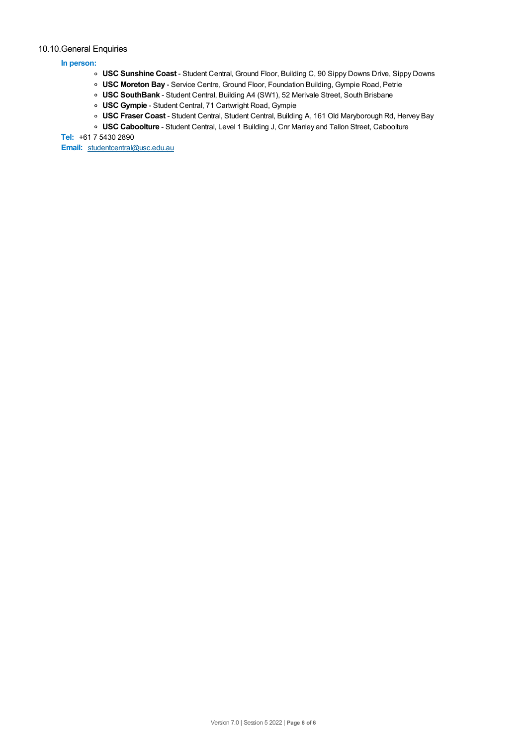### 10.10. General Enquiries

**In person:**

- **USC Sunshine Coast** - Student Central, Ground Floor, Building C, 90 Sippy Downs Drive, Sippy Downs
- **USC Moreton Bay** - Service Centre, Ground Floor, Foundation Building, Gympie Road, Petrie
- **USC SouthBank** - Student Central, Building A4 (SW1), 52 Merivale Street, South Brisbane
- **USC Gympie** - Student Central, 71 Cartwright Road, Gympie
- **USC Fraser Coast** - Student Central, Student Central, Building A, 161 Old Maryborough Rd, Hervey Bay
- **USC Caboolture** - Student Central, Level 1 Building J, Cnr Manley and Tallon Street, Caboolture

**Tel:** +61 7 5430 2890

**Email:** studentcentral@usc.edu.au